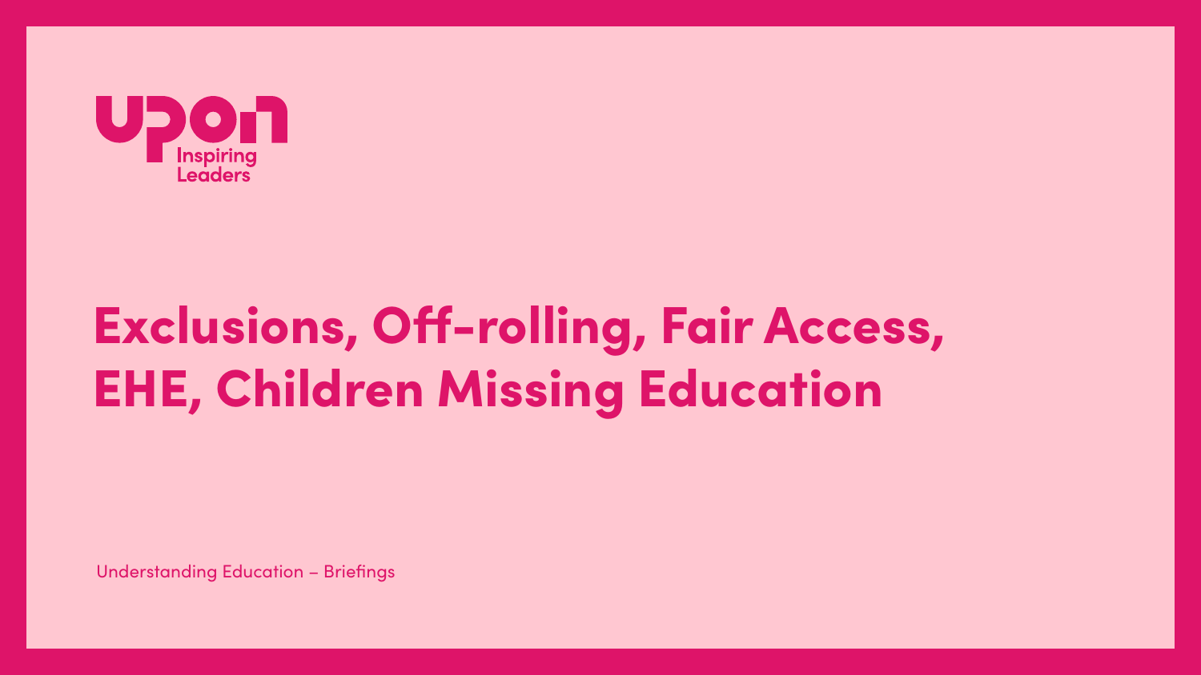upon Inspiring Leaders

# Exclusions, Off-rolling, Fair Access, EHE, Children Missing Education

Understanding Education – Briefings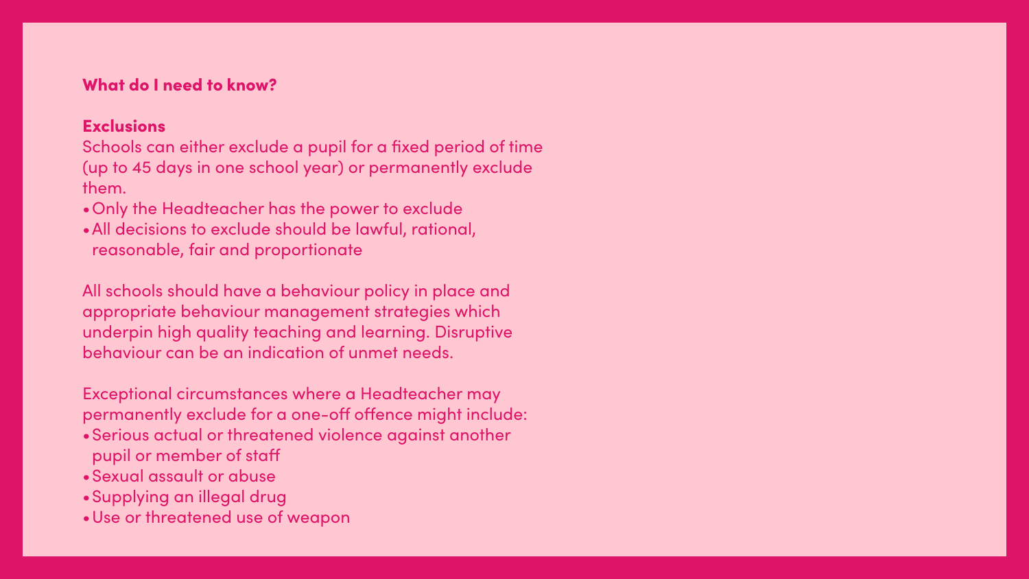## What do I need to know?

### Exclusions

Schools can either exclude a pupil for a fixed period of time (up to 45 days in one school year) or permanently exclude them.

- Only the Headteacher has the power to exclude
- All decisions to exclude should be lawful, rational, reasonable, fair and proportionate

All schools should have a behaviour policy in place and appropriate behaviour management strategies which underpin high quality teaching and learning. Disruptive behaviour can be an indication of unmet needs.

Exceptional circumstances where a Headteacher may permanently exclude for a one-off offence might include:

- Serious actual or threatened violence against another pupil or member of staff
- Sexual assault or abuse
- Supplying an illegal drug
- Use or threatened use of weapon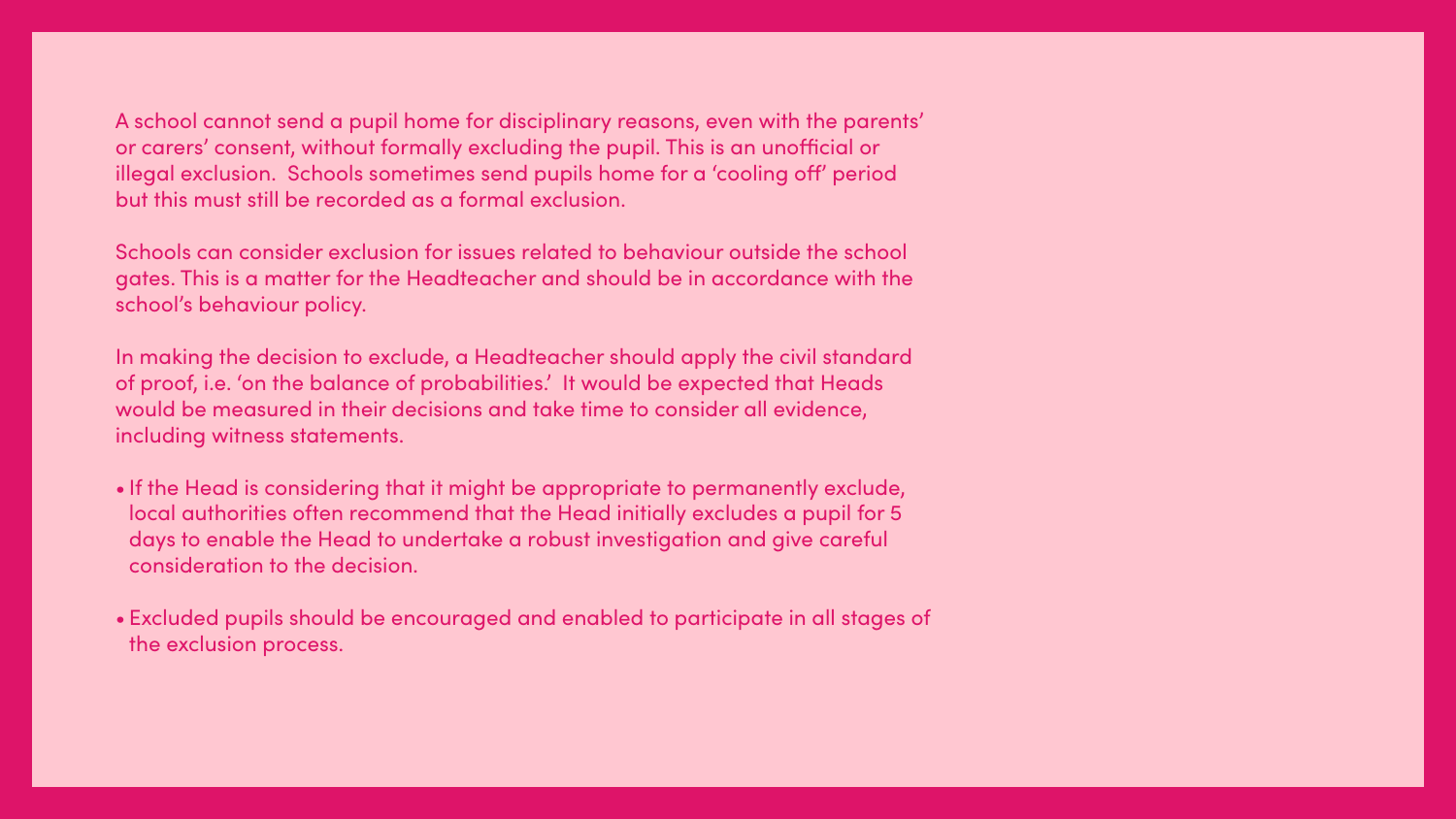A school cannot send a pupil home for disciplinary reasons, even with the parents' or carers' consent, without formally excluding the pupil. This is an unofficial or illegal exclusion. Schools sometimes send pupils home for a 'cooling off' period but this must still be recorded as a formal exclusion.

Schools can consider exclusion for issues related to behaviour outside the school gates. This is a matter for the Headteacher and should be in accordance with the school's behaviour policy.

In making the decision to exclude, a Headteacher should apply the civil standard of proof, i.e. 'on the balance of probabilities.' It would be expected that Heads would be measured in their decisions and take time to consider all evidence, including witness statements.

- If the Head is considering that it might be appropriate to permanently exclude, local authorities often recommend that the Head initially excludes a pupil for 5 days to enable the Head to undertake a robust investigation and give careful consideration to the decision.

- Excluded pupils should be encouraged and enabled to participate in all stages of the exclusion process.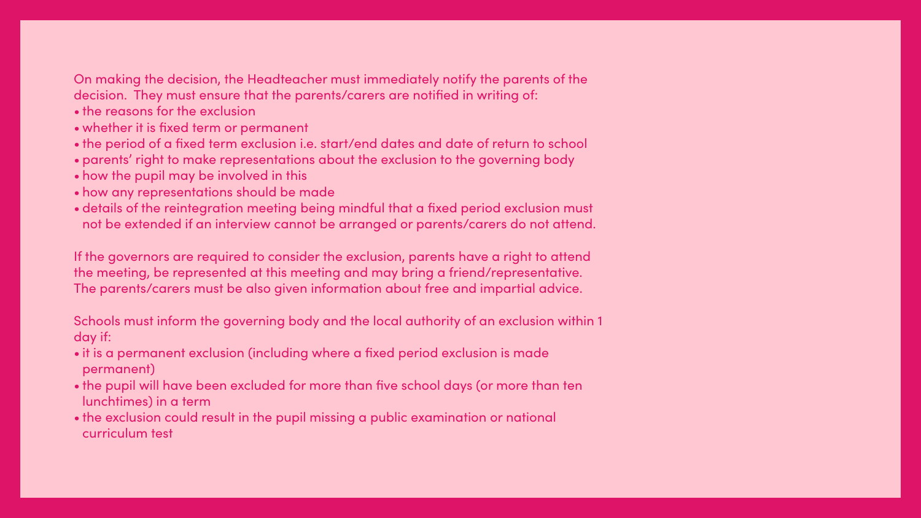On making the decision, the Headteacher must immediately notify the parents of the decision. They must ensure that the parents/carers are notified in writing of:

- the reasons for the exclusion
- whether it is fixed term or permanent
- the period of a fixed term exclusion i.e. start/end dates and date of return to school
- parents' right to make representations about the exclusion to the governing body
- how the pupil may be involved in this
- how any representations should be made
- details of the reintegration meeting being mindful that a fixed period exclusion must not be extended if an interview cannot be arranged or parents/carers do not attend.

If the governors are required to consider the exclusion, parents have a right to attend the meeting, be represented at this meeting and may bring a friend/representative. The parents/carers must be also given information about free and impartial advice.

Schools must inform the governing body and the local authority of an exclusion within 1 day if:

- it is a permanent exclusion (including where a fixed period exclusion is made permanent)
- the pupil will have been excluded for more than five school days (or more than ten lunchtimes) in a term
- the exclusion could result in the pupil missing a public examination or national curriculum test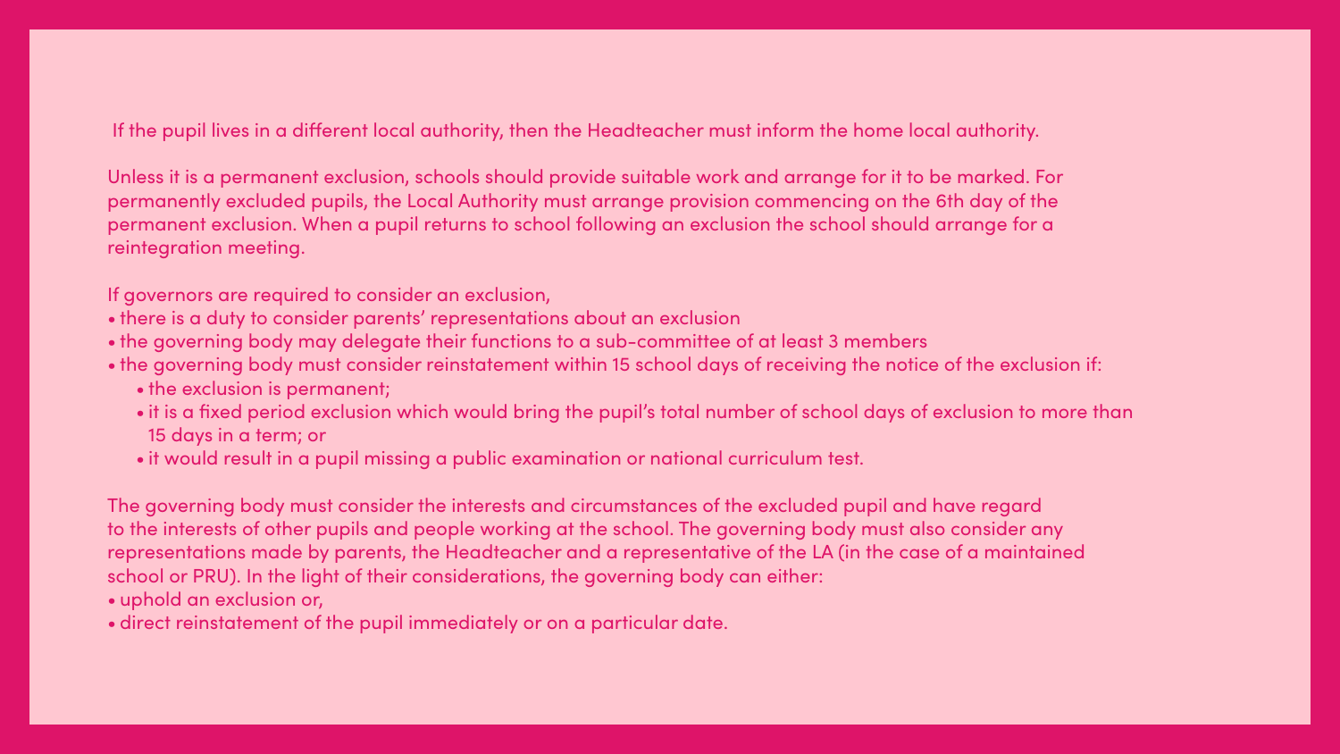If the pupil lives in a different local authority, then the Headteacher must inform the home local authority.

Unless it is a permanent exclusion, schools should provide suitable work and arrange for it to be marked. For permanently excluded pupils, the Local Authority must arrange provision commencing on the 6th day of the permanent exclusion. When a pupil returns to school following an exclusion the school should arrange for a reintegration meeting.

If governors are required to consider an exclusion,

- there is a duty to consider parents' representations about an exclusion
- the governing body may delegate their functions to a sub-committee of at least 3 members
- the governing body must consider reinstatement within 15 school days of receiving the notice of the exclusion if:
  - the exclusion is permanent;
  - it is a fixed period exclusion which would bring the pupil's total number of school days of exclusion to more than 15 days in a term; or
  - it would result in a pupil missing a public examination or national curriculum test.

The governing body must consider the interests and circumstances of the excluded pupil and have regard to the interests of other pupils and people working at the school. The governing body must also consider any representations made by parents, the Headteacher and a representative of the LA (in the case of a maintained school or PRU). In the light of their considerations, the governing body can either:

- uphold an exclusion or,
- direct reinstatement of the pupil immediately or on a particular date.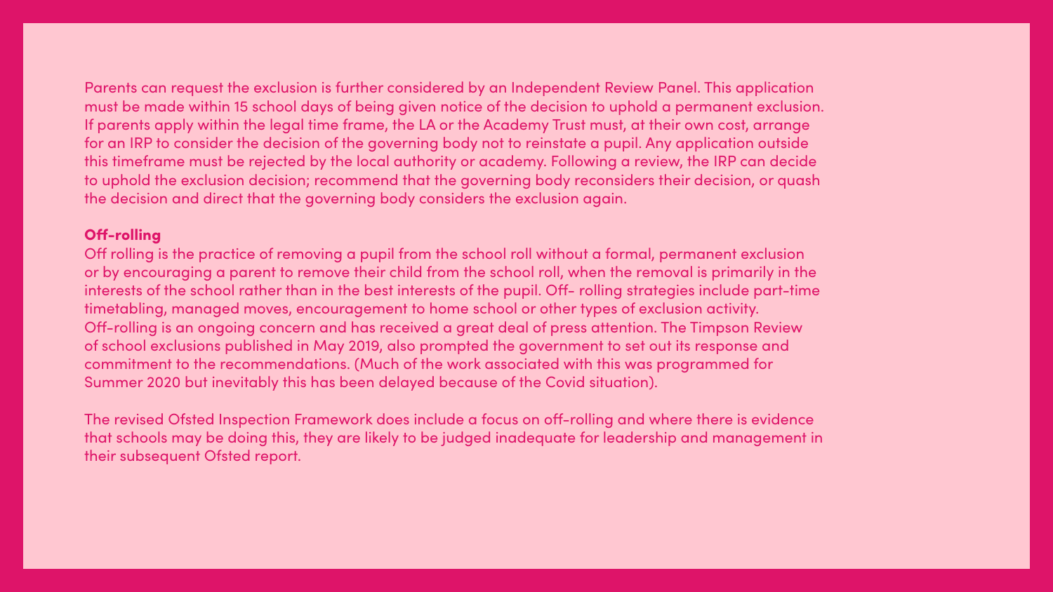Parents can request the exclusion is further considered by an Independent Review Panel. This application must be made within 15 school days of being given notice of the decision to uphold a permanent exclusion. If parents apply within the legal time frame, the LA or the Academy Trust must, at their own cost, arrange for an IRP to consider the decision of the governing body not to reinstate a pupil. Any application outside this timeframe must be rejected by the local authority or academy. Following a review, the IRP can decide to uphold the exclusion decision; recommend that the governing body reconsiders their decision, or quash the decision and direct that the governing body considers the exclusion again.

**Off-rolling**

Off rolling is the practice of removing a pupil from the school roll without a formal, permanent exclusion or by encouraging a parent to remove their child from the school roll, when the removal is primarily in the interests of the school rather than in the best interests of the pupil. Off- rolling strategies include part-time timetabling, managed moves, encouragement to home school or other types of exclusion activity. Off-rolling is an ongoing concern and has received a great deal of press attention. The Timpson Review of school exclusions published in May 2019, also prompted the government to set out its response and commitment to the recommendations. (Much of the work associated with this was programmed for Summer 2020 but inevitably this has been delayed because of the Covid situation).

The revised Ofsted Inspection Framework does include a focus on off-rolling and where there is evidence that schools may be doing this, they are likely to be judged inadequate for leadership and management in their subsequent Ofsted report.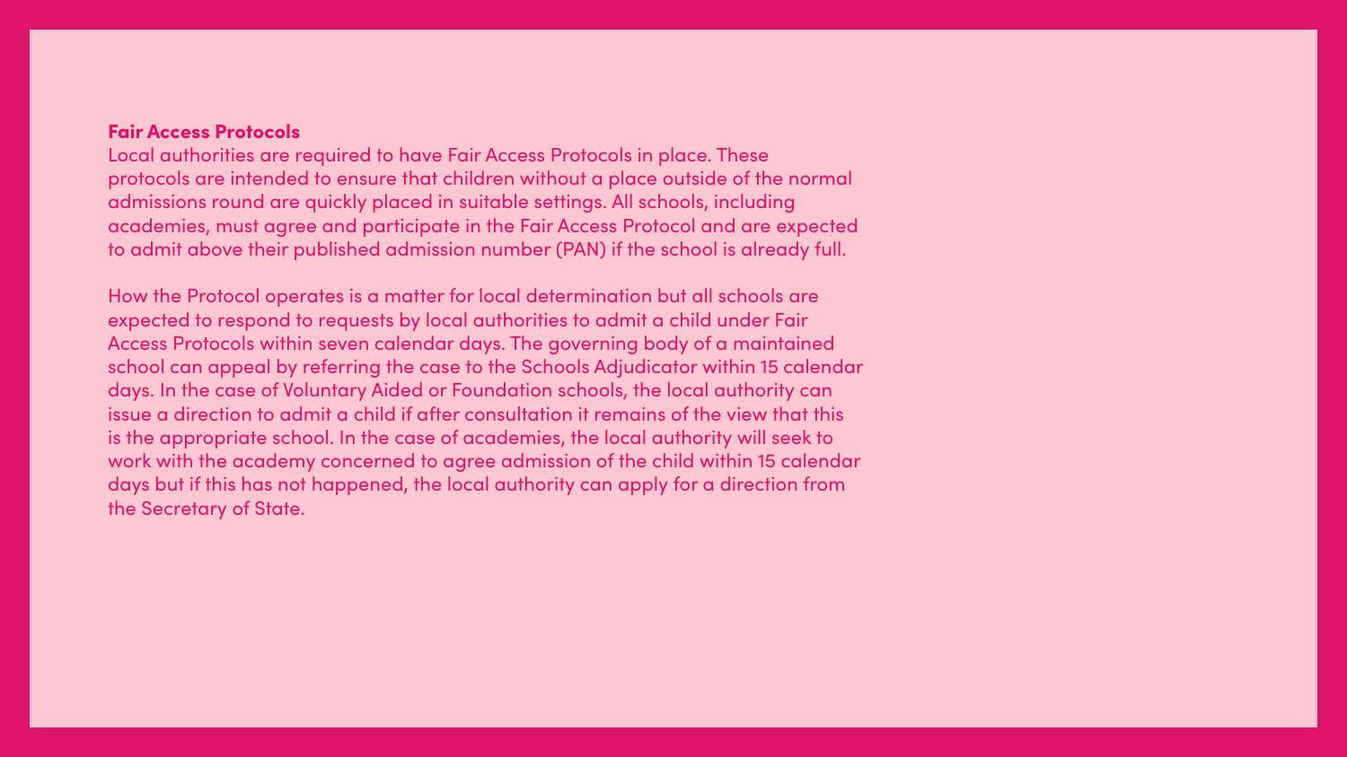## Fair Access Protocols

Local authorities are required to have Fair Access Protocols in place. These protocols are intended to ensure that children without a place outside of the normal admissions round are quickly placed in suitable settings. All schools, including academies, must agree and participate in the Fair Access Protocol and are expected to admit above their published admission number (PAN) if the school is already full.

How the Protocol operates is a matter for local determination but all schools are expected to respond to requests by local authorities to admit a child under Fair Access Protocols within seven calendar days. The governing body of a maintained school can appeal by referring the case to the Schools Adjudicator within 15 calendar days. In the case of Voluntary Aided or Foundation schools, the local authority can issue a direction to admit a child if after consultation it remains of the view that this is the appropriate school. In the case of academies, the local authority will seek to work with the academy concerned to agree admission of the child within 15 calendar days but if this has not happened, the local authority can apply for a direction from the Secretary of State.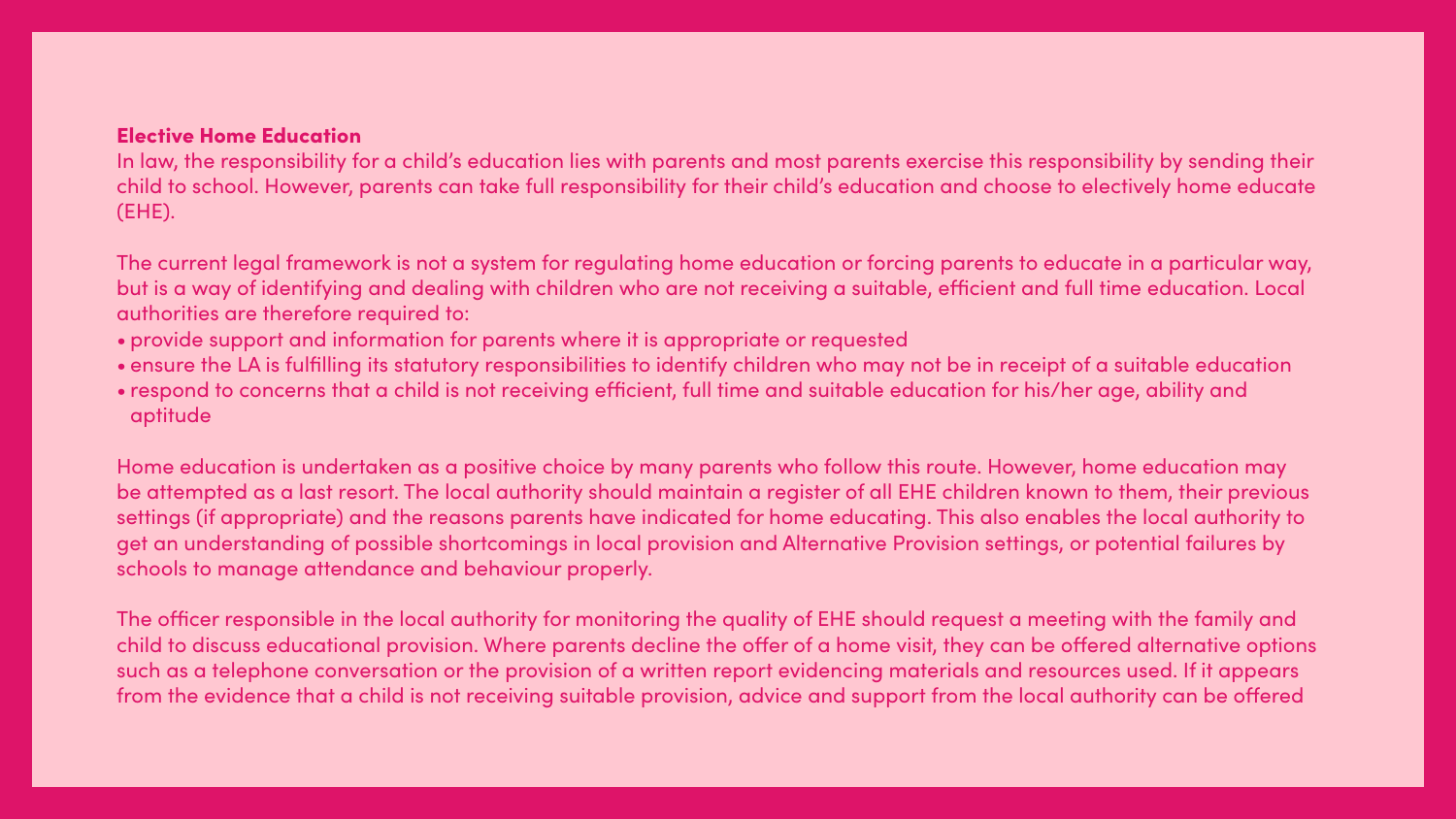**Elective Home Education**

In law, the responsibility for a child's education lies with parents and most parents exercise this responsibility by sending their child to school. However, parents can take full responsibility for their child's education and choose to electively home educate (EHE).

The current legal framework is not a system for regulating home education or forcing parents to educate in a particular way, but is a way of identifying and dealing with children who are not receiving a suitable, efficient and full time education. Local authorities are therefore required to:

- provide support and information for parents where it is appropriate or requested
- ensure the LA is fulfilling its statutory responsibilities to identify children who may not be in receipt of a suitable education
- respond to concerns that a child is not receiving efficient, full time and suitable education for his/her age, ability and aptitude

Home education is undertaken as a positive choice by many parents who follow this route. However, home education may be attempted as a last resort. The local authority should maintain a register of all EHE children known to them, their previous settings (if appropriate) and the reasons parents have indicated for home educating. This also enables the local authority to get an understanding of possible shortcomings in local provision and Alternative Provision settings, or potential failures by schools to manage attendance and behaviour properly.

The officer responsible in the local authority for monitoring the quality of EHE should request a meeting with the family and child to discuss educational provision. Where parents decline the offer of a home visit, they can be offered alternative options such as a telephone conversation or the provision of a written report evidencing materials and resources used. If it appears from the evidence that a child is not receiving suitable provision, advice and support from the local authority can be offered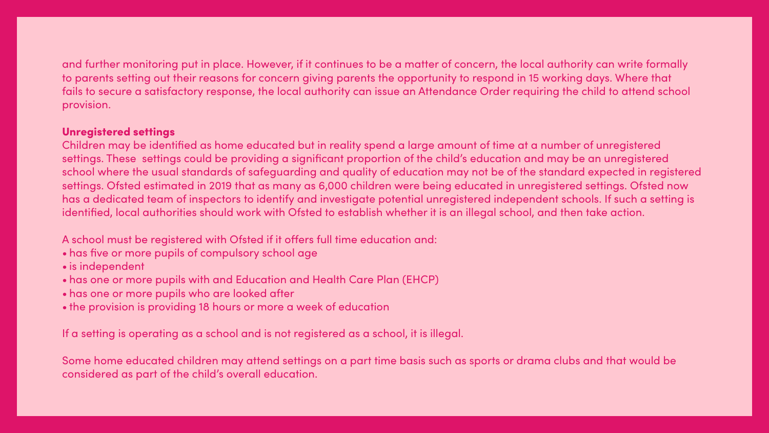and further monitoring put in place. However, if it continues to be a matter of concern, the local authority can write formally to parents setting out their reasons for concern giving parents the opportunity to respond in 15 working days. Where that fails to secure a satisfactory response, the local authority can issue an Attendance Order requiring the child to attend school provision.

## Unregistered settings

Children may be identified as home educated but in reality spend a large amount of time at a number of unregistered settings. These settings could be providing a significant proportion of the child's education and may be an unregistered school where the usual standards of safeguarding and quality of education may not be of the standard expected in registered settings. Ofsted estimated in 2019 that as many as 6,000 children were being educated in unregistered settings. Ofsted now has a dedicated team of inspectors to identify and investigate potential unregistered independent schools. If such a setting is identified, local authorities should work with Ofsted to establish whether it is an illegal school, and then take action.

A school must be registered with Ofsted if it offers full time education and:

- has five or more pupils of compulsory school age
- is independent
- has one or more pupils with and Education and Health Care Plan (EHCP)
- has one or more pupils who are looked after
- the provision is providing 18 hours or more a week of education

If a setting is operating as a school and is not registered as a school, it is illegal.

Some home educated children may attend settings on a part time basis such as sports or drama clubs and that would be considered as part of the child's overall education.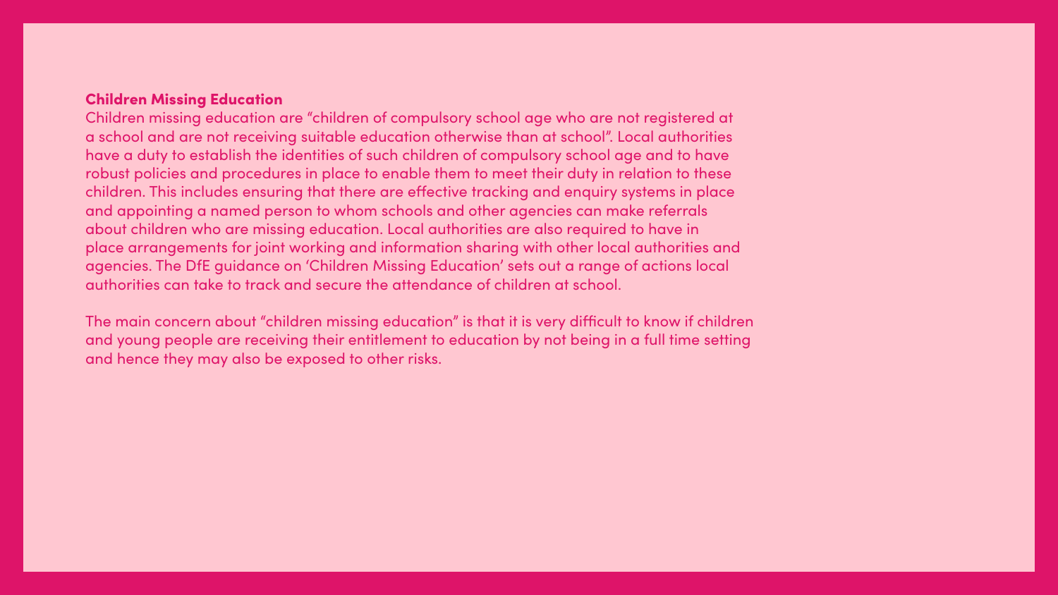### Children Missing Education

Children missing education are "children of compulsory school age who are not registered at a school and are not receiving suitable education otherwise than at school". Local authorities have a duty to establish the identities of such children of compulsory school age and to have robust policies and procedures in place to enable them to meet their duty in relation to these children. This includes ensuring that there are effective tracking and enquiry systems in place and appointing a named person to whom schools and other agencies can make referrals about children who are missing education. Local authorities are also required to have in place arrangements for joint working and information sharing with other local authorities and agencies. The DfE guidance on 'Children Missing Education' sets out a range of actions local authorities can take to track and secure the attendance of children at school.

The main concern about "children missing education" is that it is very difficult to know if children and young people are receiving their entitlement to education by not being in a full time setting and hence they may also be exposed to other risks.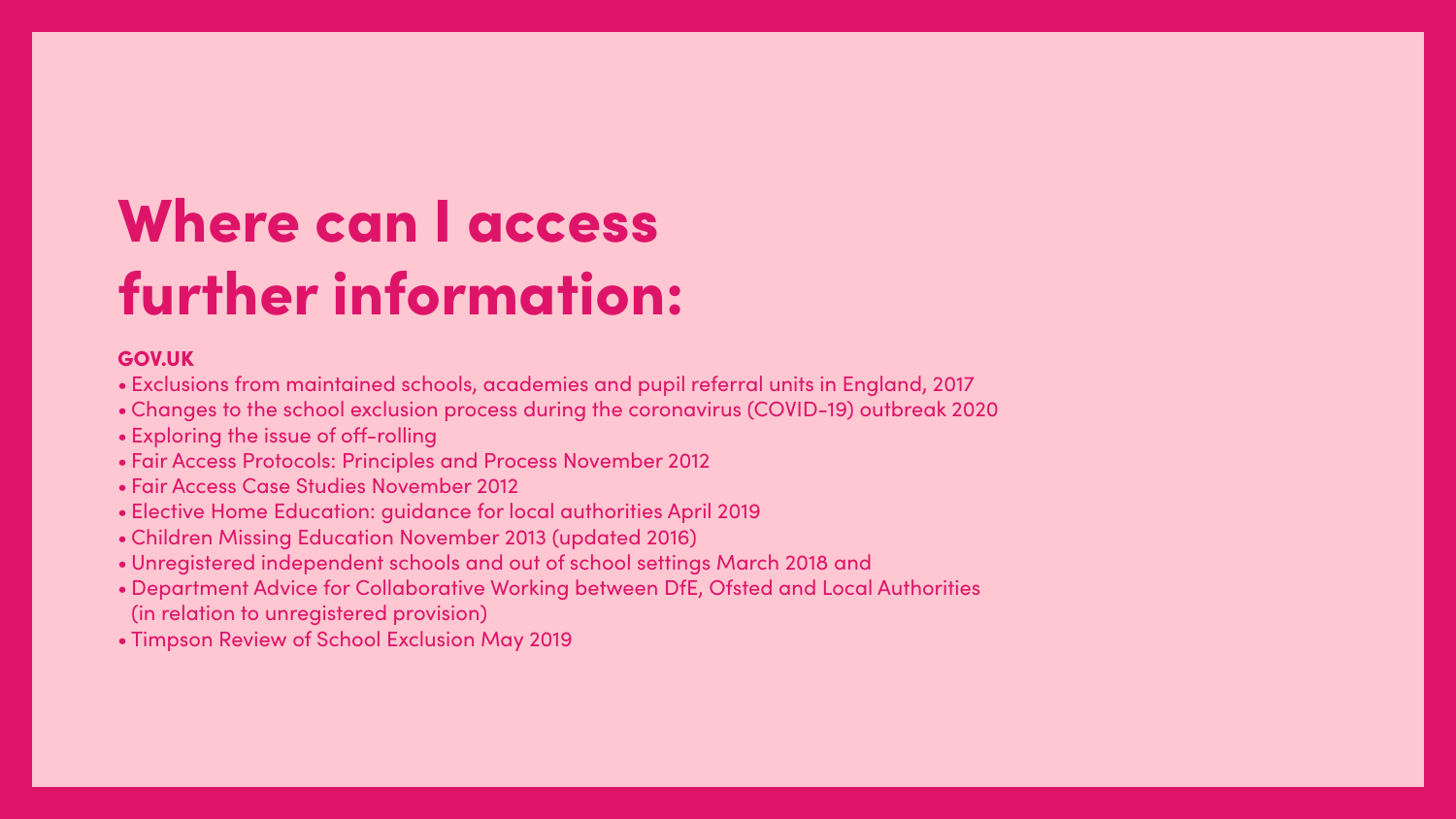# Where can I access further information:

**GOV.UK**

- Exclusions from maintained schools, academies and pupil referral units in England, 2017
- Changes to the school exclusion process during the coronavirus (COVID-19) outbreak 2020
- Exploring the issue of off-rolling
- Fair Access Protocols: Principles and Process November 2012
- Fair Access Case Studies November 2012
- Elective Home Education: guidance for local authorities April 2019
- Children Missing Education November 2013 (updated 2016)
- Unregistered independent schools and out of school settings March 2018 and
- Department Advice for Collaborative Working between DfE, Ofsted and Local Authorities (in relation to unregistered provision)
- Timpson Review of School Exclusion May 2019